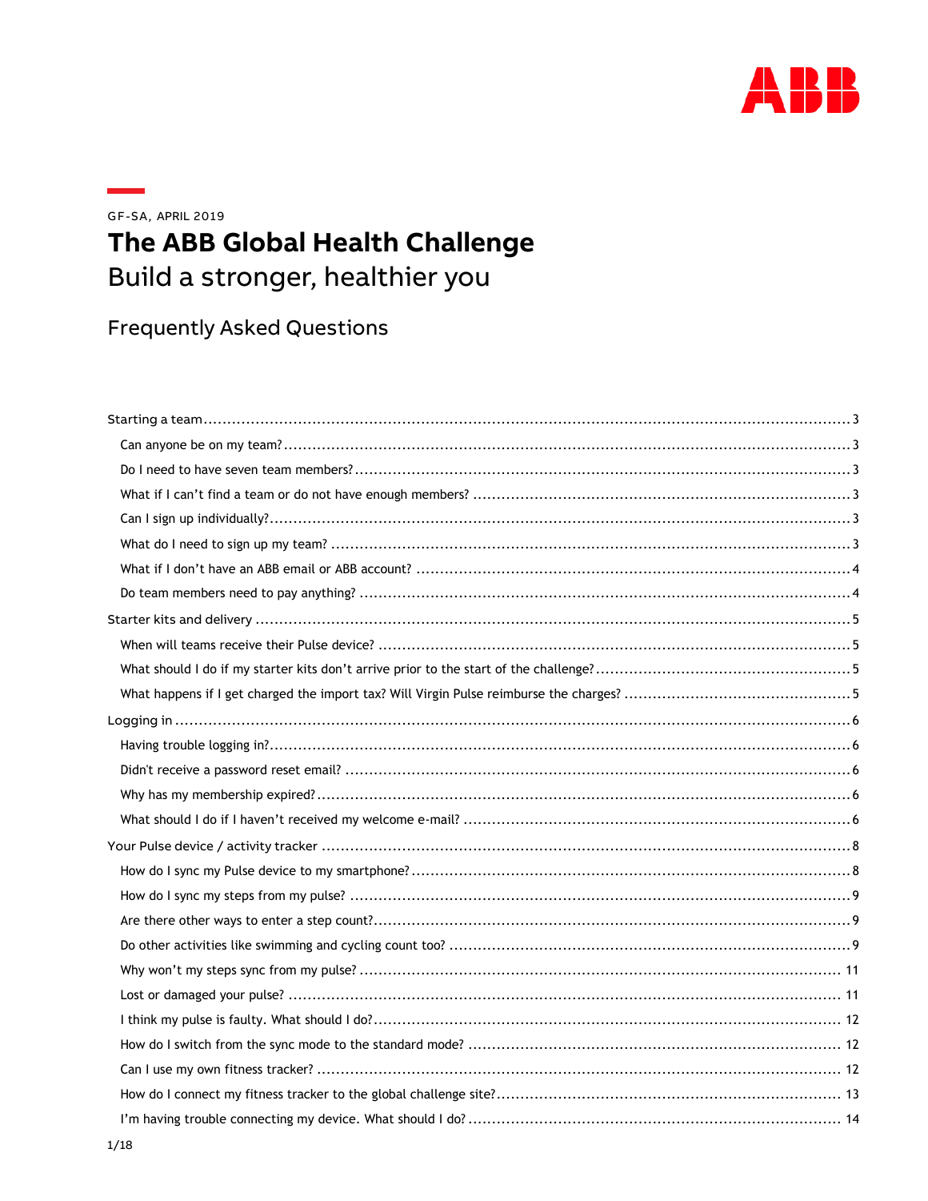ABB

GF-SA, APRIL 2019

# The ABB Global Health Challenge

## Build a stronger, healthier you

## Frequently Asked Questions

- Starting a team ... 3
  - Can anyone be on my team? ... 3
  - Do I need to have seven team members? ... 3
  - What if I can't find a team or do not have enough members? ... 3
  - Can I sign up individually? ... 3
  - What do I need to sign up my team? ... 3
  - What if I don't have an ABB email or ABB account? ... 4
  - Do team members need to pay anything? ... 4
- Starter kits and delivery ... 5
  - When will teams receive their Pulse device? ... 5
  - What should I do if my starter kits don't arrive prior to the start of the challenge? ... 5
  - What happens if I get charged the import tax? Will Virgin Pulse reimburse the charges? ... 5
- Logging in ... 6
  - Having trouble logging in? ... 6
  - Didn't receive a password reset email? ... 6
  - Why has my membership expired? ... 6
  - What should I do if I haven't received my welcome e-mail? ... 6
- Your Pulse device / activity tracker ... 8
  - How do I sync my Pulse device to my smartphone? ... 8
  - How do I sync my steps from my pulse? ... 9
  - Are there other ways to enter a step count? ... 9
  - Do other activities like swimming and cycling count too? ... 9
  - Why won't my steps sync from my pulse? ... 11
  - Lost or damaged your pulse? ... 11
  - I think my pulse is faulty. What should I do? ... 12
  - How do I switch from the sync mode to the standard mode? ... 12
  - Can I use my own fitness tracker? ... 12
  - How do I connect my fitness tracker to the global challenge site? ... 13
  - I'm having trouble connecting my device. What should I do? ... 14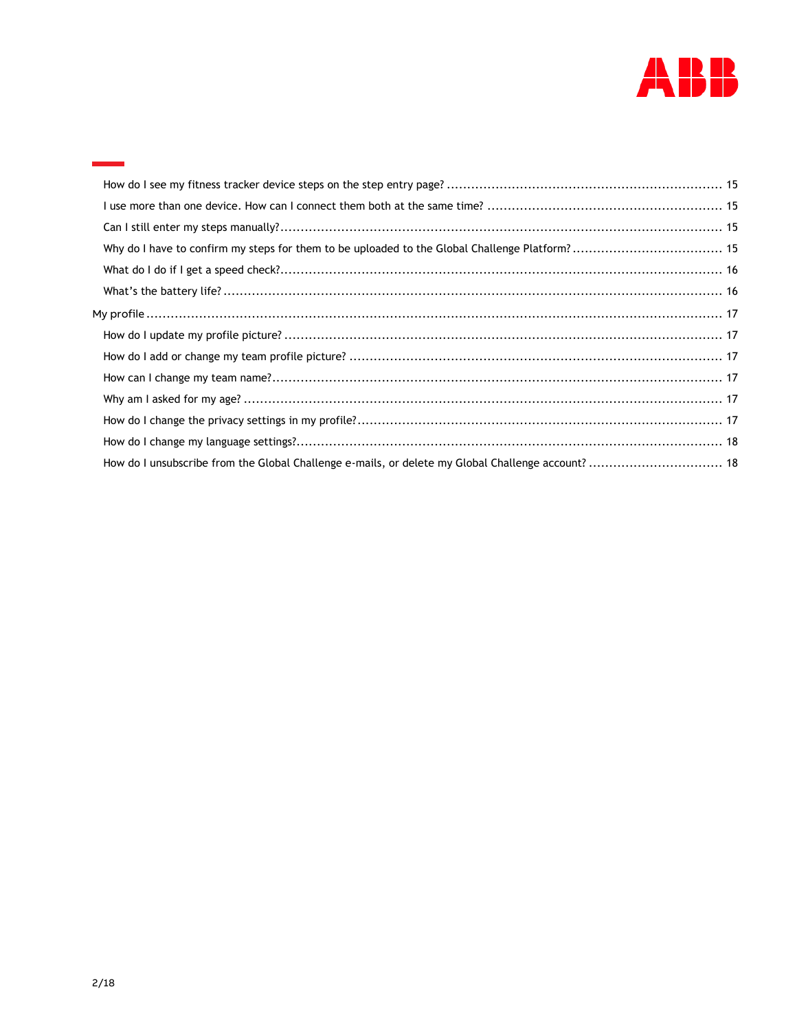- How do I see my fitness tracker device steps on the step entry page? .... 15
- I use more than one device. How can I connect them both at the same time? .... 15
- Can I still enter my steps manually? .... 15
- Why do I have to confirm my steps for them to be uploaded to the Global Challenge Platform? .... 15
- What do I do if I get a speed check? .... 16
- What's the battery life? .... 16

My profile .... 17

- How do I update my profile picture? .... 17
- How do I add or change my team profile picture? .... 17
- How can I change my team name? .... 17
- Why am I asked for my age? .... 17
- How do I change the privacy settings in my profile? .... 17
- How do I change my language settings? .... 18
- How do I unsubscribe from the Global Challenge e-mails, or delete my Global Challenge account? .... 18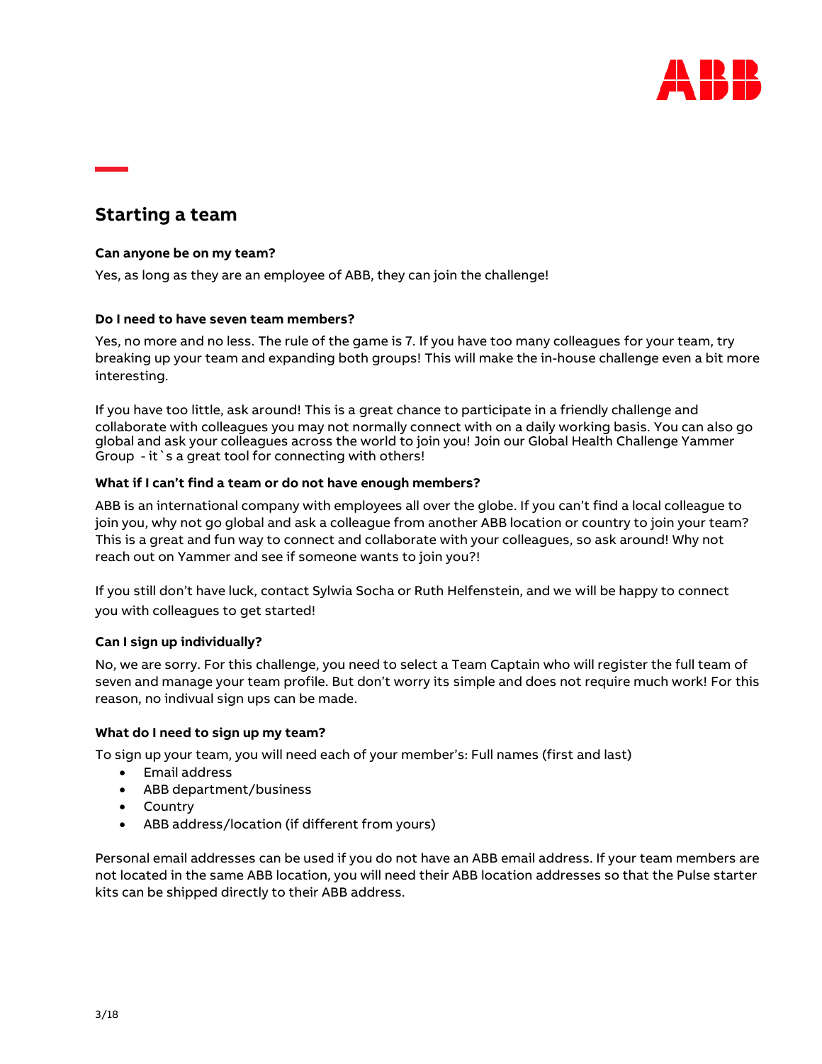## Starting a team

**Can anyone be on my team?**

Yes, as long as they are an employee of ABB, they can join the challenge!

**Do I need to have seven team members?**

Yes, no more and no less. The rule of the game is 7. If you have too many colleagues for your team, try breaking up your team and expanding both groups! This will make the in-house challenge even a bit more interesting.

If you have too little, ask around! This is a great chance to participate in a friendly challenge and collaborate with colleagues you may not normally connect with on a daily working basis. You can also go global and ask your colleagues across the world to join you! Join our Global Health Challenge Yammer Group - it`s a great tool for connecting with others!

**What if I can't find a team or do not have enough members?**

ABB is an international company with employees all over the globe. If you can't find a local colleague to join you, why not go global and ask a colleague from another ABB location or country to join your team? This is a great and fun way to connect and collaborate with your colleagues, so ask around! Why not reach out on Yammer and see if someone wants to join you?!

If you still don't have luck, contact Sylwia Socha or Ruth Helfenstein, and we will be happy to connect you with colleagues to get started!

**Can I sign up individually?**

No, we are sorry. For this challenge, you need to select a Team Captain who will register the full team of seven and manage your team profile. But don't worry its simple and does not require much work! For this reason, no indivual sign ups can be made.

**What do I need to sign up my team?**

To sign up your team, you will need each of your member's: Full names (first and last)

- Email address
- ABB department/business
- Country
- ABB address/location (if different from yours)

Personal email addresses can be used if you do not have an ABB email address. If your team members are not located in the same ABB location, you will need their ABB location addresses so that the Pulse starter kits can be shipped directly to their ABB address.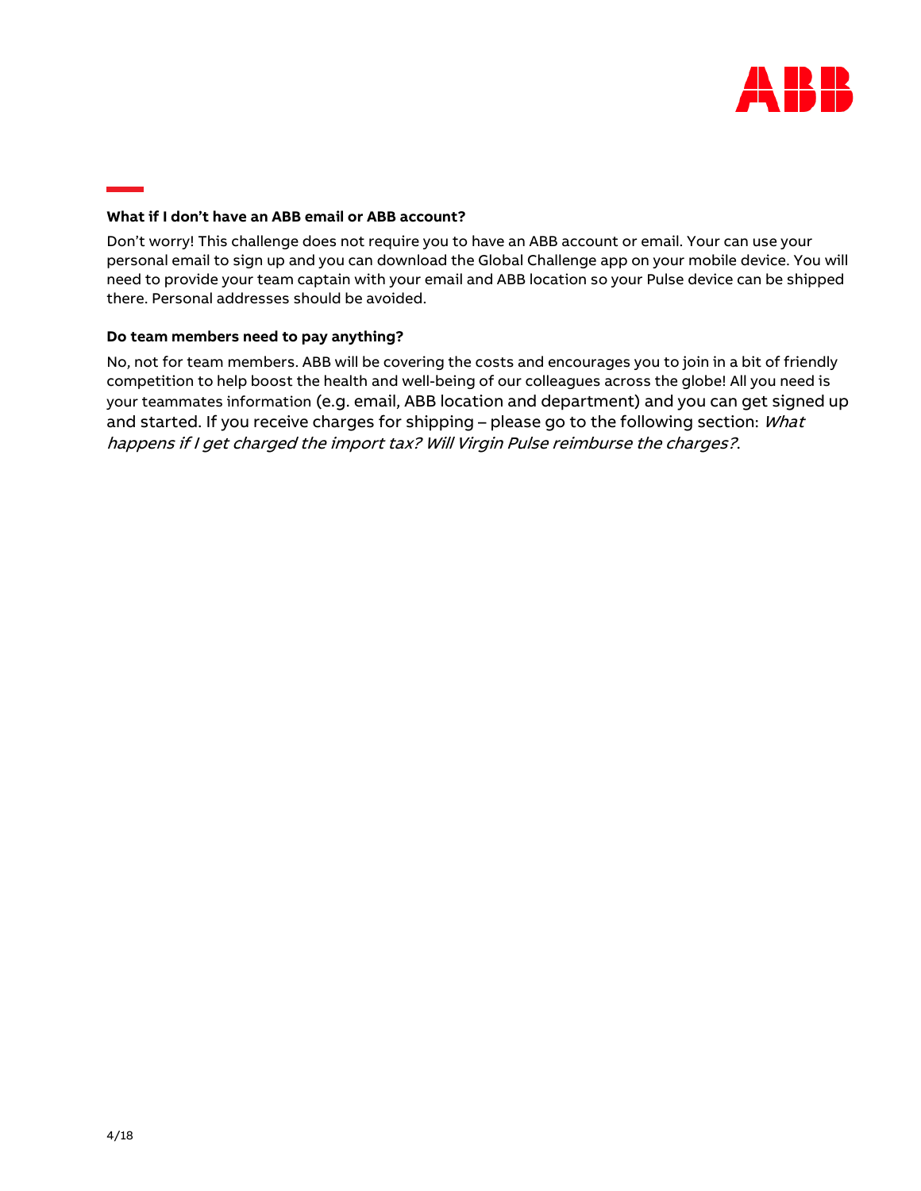**What if I don't have an ABB email or ABB account?**

Don't worry! This challenge does not require you to have an ABB account or email. Your can use your personal email to sign up and you can download the Global Challenge app on your mobile device. You will need to provide your team captain with your email and ABB location so your Pulse device can be shipped there. Personal addresses should be avoided.

**Do team members need to pay anything?**

No, not for team members. ABB will be covering the costs and encourages you to join in a bit of friendly competition to help boost the health and well-being of our colleagues across the globe! All you need is your teammates information (e.g. email, ABB location and department) and you can get signed up and started. If you receive charges for shipping – please go to the following section: *What happens if I get charged the import tax? Will Virgin Pulse reimburse the charges?*.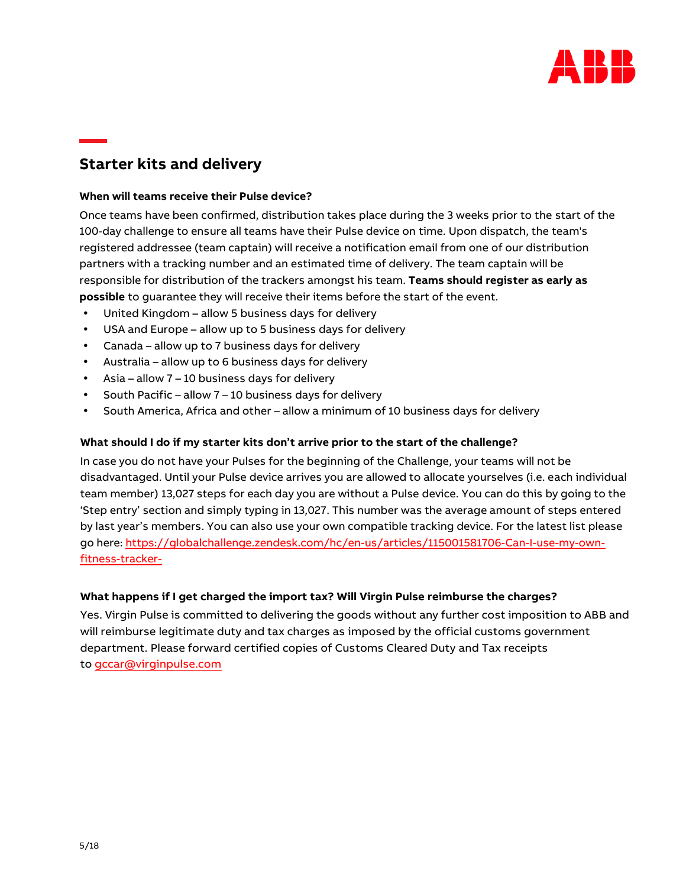## Starter kits and delivery

**When will teams receive their Pulse device?**

Once teams have been confirmed, distribution takes place during the 3 weeks prior to the start of the 100-day challenge to ensure all teams have their Pulse device on time. Upon dispatch, the team's registered addressee (team captain) will receive a notification email from one of our distribution partners with a tracking number and an estimated time of delivery. The team captain will be responsible for distribution of the trackers amongst his team. **Teams should register as early as possible** to guarantee they will receive their items before the start of the event.

- United Kingdom – allow 5 business days for delivery
- USA and Europe – allow up to 5 business days for delivery
- Canada – allow up to 7 business days for delivery
- Australia – allow up to 6 business days for delivery
- Asia – allow 7 – 10 business days for delivery
- South Pacific – allow 7 – 10 business days for delivery
- South America, Africa and other – allow a minimum of 10 business days for delivery

**What should I do if my starter kits don't arrive prior to the start of the challenge?**

In case you do not have your Pulses for the beginning of the Challenge, your teams will not be disadvantaged. Until your Pulse device arrives you are allowed to allocate yourselves (i.e. each individual team member) 13,027 steps for each day you are without a Pulse device. You can do this by going to the 'Step entry' section and simply typing in 13,027. This number was the average amount of steps entered by last year's members. You can also use your own compatible tracking device. For the latest list please go here: https://globalchallenge.zendesk.com/hc/en-us/articles/115001581706-Can-I-use-my-own-fitness-tracker-

**What happens if I get charged the import tax? Will Virgin Pulse reimburse the charges?**

Yes. Virgin Pulse is committed to delivering the goods without any further cost imposition to ABB and will reimburse legitimate duty and tax charges as imposed by the official customs government department. Please forward certified copies of Customs Cleared Duty and Tax receipts to gccar@virginpulse.com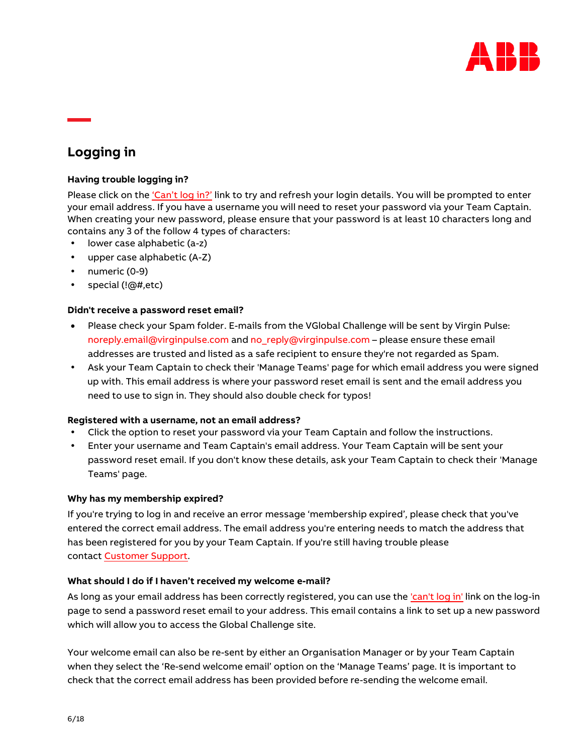## Logging in

**Having trouble logging in?**

Please click on the 'Can't log in?' link to try and refresh your login details. You will be prompted to enter your email address. If you have a username you will need to reset your password via your Team Captain. When creating your new password, please ensure that your password is at least 10 characters long and contains any 3 of the follow 4 types of characters:

- lower case alphabetic (a-z)
- upper case alphabetic (A-Z)
- numeric (0-9)
- special (!@#,etc)

**Didn't receive a password reset email?**

- Please check your Spam folder. E-mails from the VGlobal Challenge will be sent by Virgin Pulse: noreply.email@virginpulse.com and no_reply@virginpulse.com – please ensure these email addresses are trusted and listed as a safe recipient to ensure they're not regarded as Spam.
- Ask your Team Captain to check their 'Manage Teams' page for which email address you were signed up with. This email address is where your password reset email is sent and the email address you need to use to sign in. They should also double check for typos!

**Registered with a username, not an email address?**

- Click the option to reset your password via your Team Captain and follow the instructions.
- Enter your username and Team Captain's email address. Your Team Captain will be sent your password reset email. If you don't know these details, ask your Team Captain to check their 'Manage Teams' page.

**Why has my membership expired?**

If you're trying to log in and receive an error message 'membership expired', please check that you've entered the correct email address. The email address you're entering needs to match the address that has been registered for you by your Team Captain. If you're still having trouble please contact Customer Support.

**What should I do if I haven't received my welcome e-mail?**

As long as your email address has been correctly registered, you can use the 'can't log in' link on the log-in page to send a password reset email to your address. This email contains a link to set up a new password which will allow you to access the Global Challenge site.

Your welcome email can also be re-sent by either an Organisation Manager or by your Team Captain when they select the 'Re-send welcome email' option on the 'Manage Teams' page. It is important to check that the correct email address has been provided before re-sending the welcome email.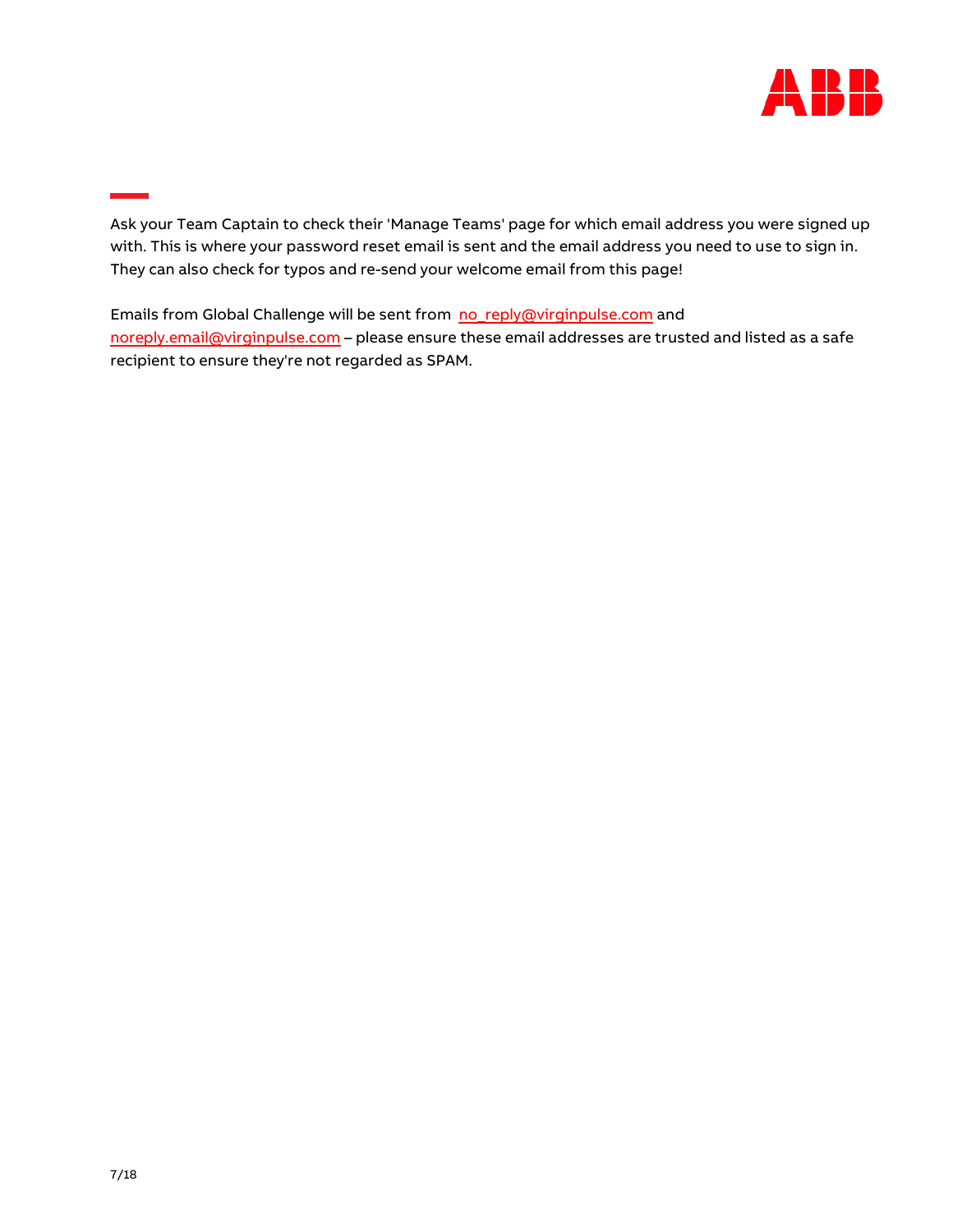Ask your Team Captain to check their 'Manage Teams' page for which email address you were signed up with. This is where your password reset email is sent and the email address you need to use to sign in. They can also check for typos and re-send your welcome email from this page!

Emails from Global Challenge will be sent from no_reply@virginpulse.com and noreply.email@virginpulse.com – please ensure these email addresses are trusted and listed as a safe recipient to ensure they're not regarded as SPAM.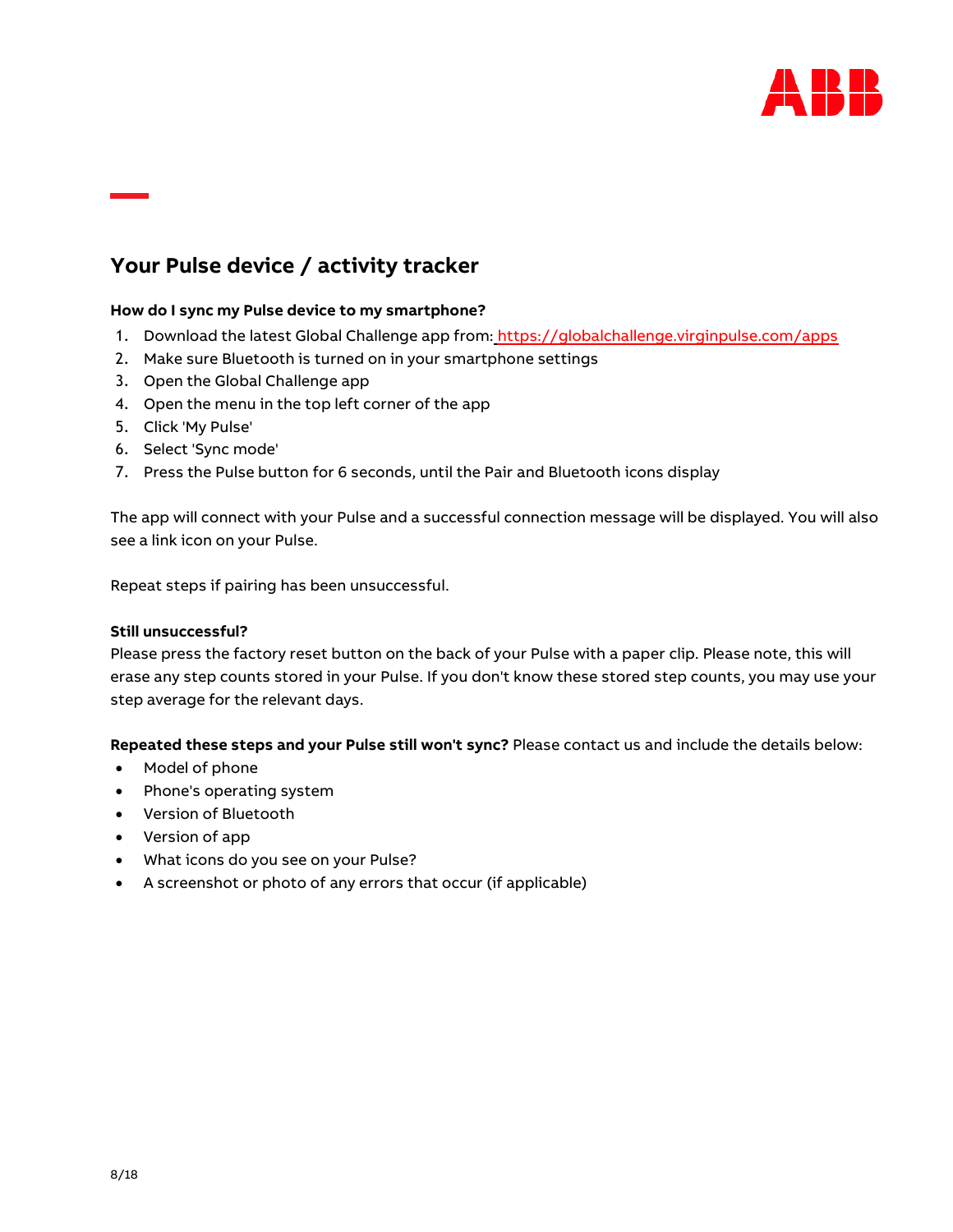## Your Pulse device / activity tracker

**How do I sync my Pulse device to my smartphone?**

1. Download the latest Global Challenge app from: https://globalchallenge.virginpulse.com/apps
2. Make sure Bluetooth is turned on in your smartphone settings
3. Open the Global Challenge app
4. Open the menu in the top left corner of the app
5. Click 'My Pulse'
6. Select 'Sync mode'
7. Press the Pulse button for 6 seconds, until the Pair and Bluetooth icons display

The app will connect with your Pulse and a successful connection message will be displayed. You will also see a link icon on your Pulse.

Repeat steps if pairing has been unsuccessful.

**Still unsuccessful?**
Please press the factory reset button on the back of your Pulse with a paper clip. Please note, this will erase any step counts stored in your Pulse. If you don't know these stored step counts, you may use your step average for the relevant days.

**Repeated these steps and your Pulse still won't sync?** Please contact us and include the details below:

- Model of phone
- Phone's operating system
- Version of Bluetooth
- Version of app
- What icons do you see on your Pulse?
- A screenshot or photo of any errors that occur (if applicable)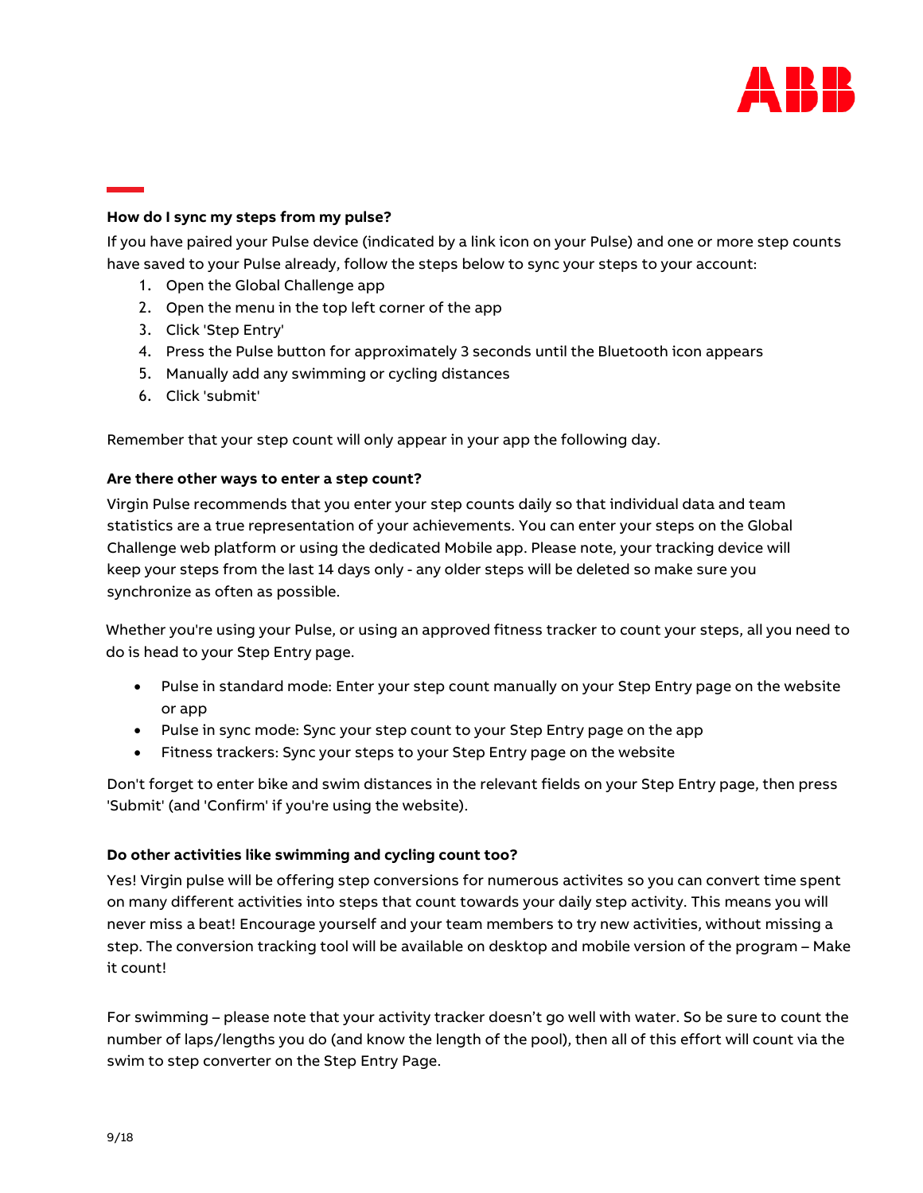**How do I sync my steps from my pulse?**

If you have paired your Pulse device (indicated by a link icon on your Pulse) and one or more step counts have saved to your Pulse already, follow the steps below to sync your steps to your account:

1. Open the Global Challenge app
2. Open the menu in the top left corner of the app
3. Click 'Step Entry'
4. Press the Pulse button for approximately 3 seconds until the Bluetooth icon appears
5. Manually add any swimming or cycling distances
6. Click 'submit'

Remember that your step count will only appear in your app the following day.

**Are there other ways to enter a step count?**

Virgin Pulse recommends that you enter your step counts daily so that individual data and team statistics are a true representation of your achievements. You can enter your steps on the Global Challenge web platform or using the dedicated Mobile app. Please note, your tracking device will keep your steps from the last 14 days only - any older steps will be deleted so make sure you synchronize as often as possible.

Whether you're using your Pulse, or using an approved fitness tracker to count your steps, all you need to do is head to your Step Entry page.

- Pulse in standard mode: Enter your step count manually on your Step Entry page on the website or app
- Pulse in sync mode: Sync your step count to your Step Entry page on the app
- Fitness trackers: Sync your steps to your Step Entry page on the website

Don't forget to enter bike and swim distances in the relevant fields on your Step Entry page, then press 'Submit' (and 'Confirm' if you're using the website).

**Do other activities like swimming and cycling count too?**

Yes! Virgin pulse will be offering step conversions for numerous activites so you can convert time spent on many different activities into steps that count towards your daily step activity. This means you will never miss a beat! Encourage yourself and your team members to try new activities, without missing a step. The conversion tracking tool will be available on desktop and mobile version of the program – Make it count!

For swimming – please note that your activity tracker doesn't go well with water. So be sure to count the number of laps/lengths you do (and know the length of the pool), then all of this effort will count via the swim to step converter on the Step Entry Page.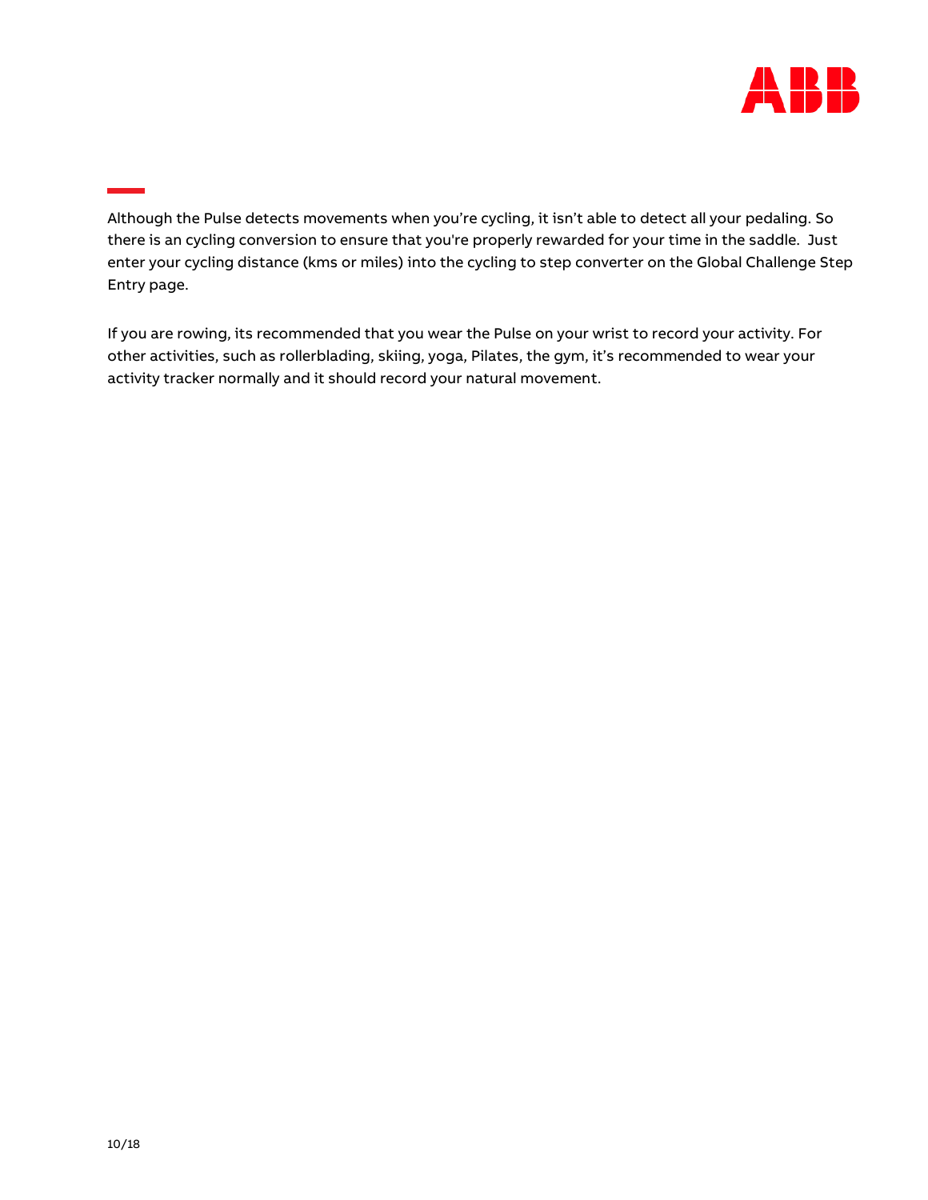Although the Pulse detects movements when you're cycling, it isn't able to detect all your pedaling. So there is an cycling conversion to ensure that you're properly rewarded for your time in the saddle.  Just enter your cycling distance (kms or miles) into the cycling to step converter on the Global Challenge Step Entry page.

If you are rowing, its recommended that you wear the Pulse on your wrist to record your activity. For other activities, such as rollerblading, skiing, yoga, Pilates, the gym, it's recommended to wear your activity tracker normally and it should record your natural movement.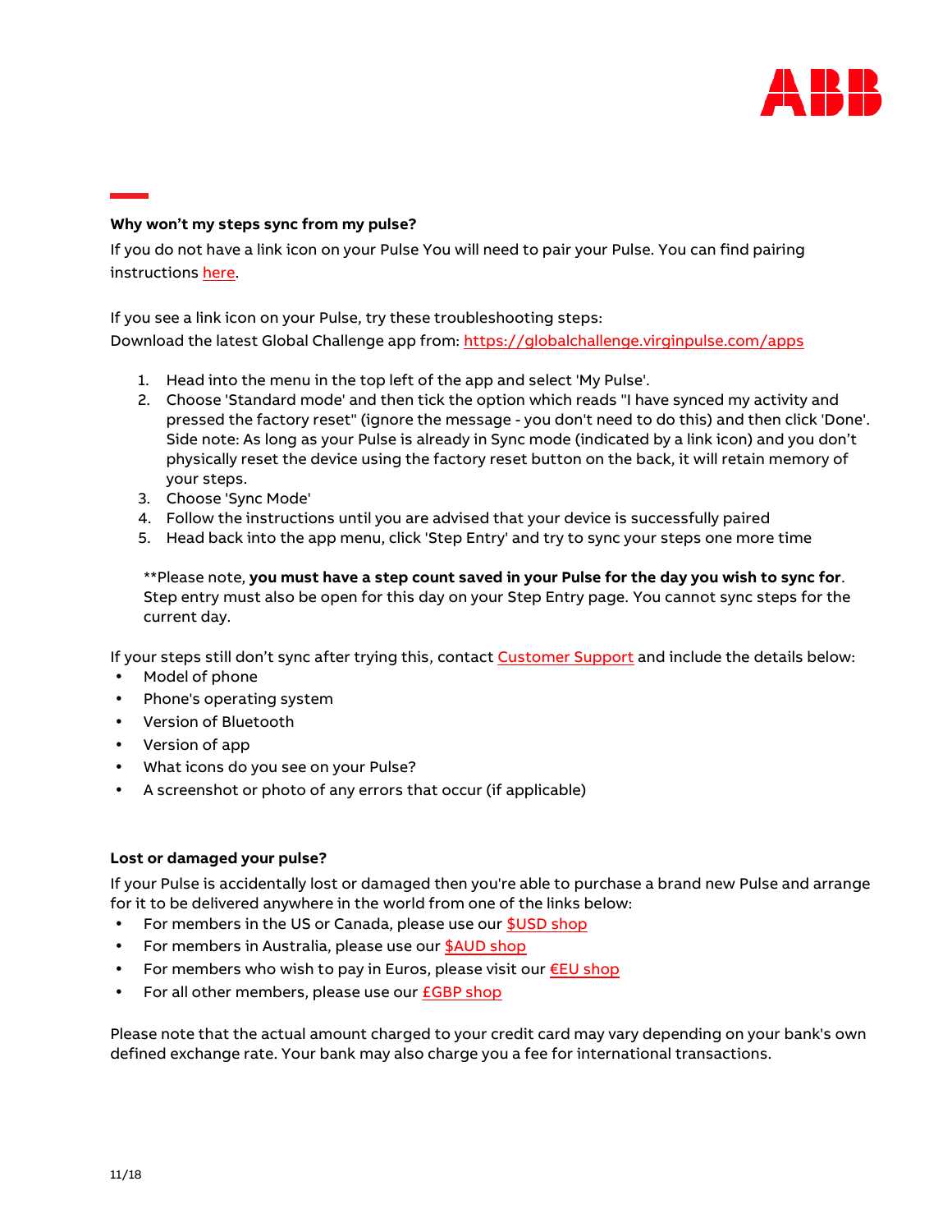### Why won't my steps sync from my pulse?

If you do not have a link icon on your Pulse You will need to pair your Pulse. You can find pairing instructions here.

If you see a link icon on your Pulse, try these troubleshooting steps:
Download the latest Global Challenge app from: https://globalchallenge.virginpulse.com/apps

1. Head into the menu in the top left of the app and select 'My Pulse'.
2. Choose 'Standard mode' and then tick the option which reads "I have synced my activity and pressed the factory reset" (ignore the message - you don't need to do this) and then click 'Done'. Side note: As long as your Pulse is already in Sync mode (indicated by a link icon) and you don't physically reset the device using the factory reset button on the back, it will retain memory of your steps.
3. Choose 'Sync Mode'
4. Follow the instructions until you are advised that your device is successfully paired
5. Head back into the app menu, click 'Step Entry' and try to sync your steps one more time

**Please note, **you must have a step count saved in your Pulse for the day you wish to sync for**. Step entry must also be open for this day on your Step Entry page. You cannot sync steps for the current day.

If your steps still don't sync after trying this, contact Customer Support and include the details below:

- Model of phone
- Phone's operating system
- Version of Bluetooth
- Version of app
- What icons do you see on your Pulse?
- A screenshot or photo of any errors that occur (if applicable)

### Lost or damaged your pulse?

If your Pulse is accidentally lost or damaged then you're able to purchase a brand new Pulse and arrange for it to be delivered anywhere in the world from one of the links below:

- For members in the US or Canada, please use our $USD shop
- For members in Australia, please use our $AUD shop
- For members who wish to pay in Euros, please visit our €EU shop
- For all other members, please use our £GBP shop

Please note that the actual amount charged to your credit card may vary depending on your bank's own defined exchange rate. Your bank may also charge you a fee for international transactions.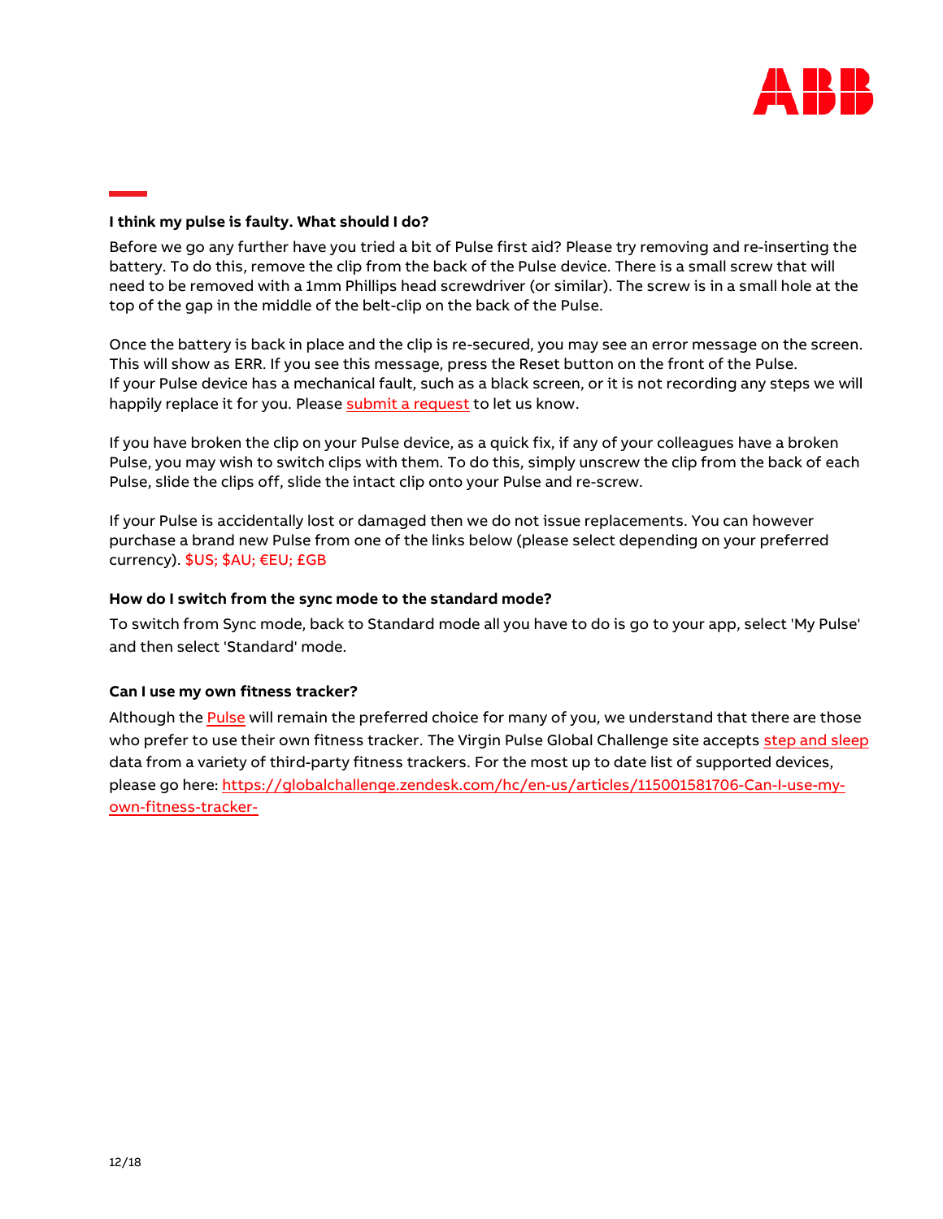### I think my pulse is faulty. What should I do?

Before we go any further have you tried a bit of Pulse first aid? Please try removing and re-inserting the battery. To do this, remove the clip from the back of the Pulse device. There is a small screw that will need to be removed with a 1mm Phillips head screwdriver (or similar). The screw is in a small hole at the top of the gap in the middle of the belt-clip on the back of the Pulse.

Once the battery is back in place and the clip is re-secured, you may see an error message on the screen. This will show as ERR. If you see this message, press the Reset button on the front of the Pulse. If your Pulse device has a mechanical fault, such as a black screen, or it is not recording any steps we will happily replace it for you. Please submit a request to let us know.

If you have broken the clip on your Pulse device, as a quick fix, if any of your colleagues have a broken Pulse, you may wish to switch clips with them. To do this, simply unscrew the clip from the back of each Pulse, slide the clips off, slide the intact clip onto your Pulse and re-screw.

If your Pulse is accidentally lost or damaged then we do not issue replacements. You can however purchase a brand new Pulse from one of the links below (please select depending on your preferred currency). $US; $AU; €EU; £GB

### How do I switch from the sync mode to the standard mode?

To switch from Sync mode, back to Standard mode all you have to do is go to your app, select 'My Pulse' and then select 'Standard' mode.

### Can I use my own fitness tracker?

Although the Pulse will remain the preferred choice for many of you, we understand that there are those who prefer to use their own fitness tracker. The Virgin Pulse Global Challenge site accepts step and sleep data from a variety of third-party fitness trackers. For the most up to date list of supported devices, please go here: https://globalchallenge.zendesk.com/hc/en-us/articles/115001581706-Can-I-use-my-own-fitness-tracker-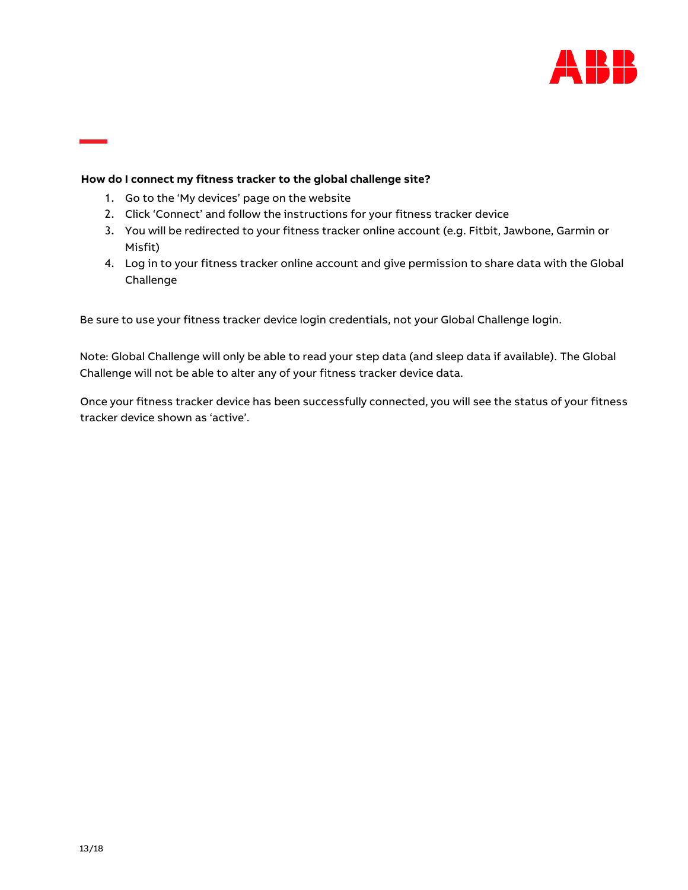**How do I connect my fitness tracker to the global challenge site?**

1. Go to the 'My devices' page on the website
2. Click 'Connect' and follow the instructions for your fitness tracker device
3. You will be redirected to your fitness tracker online account (e.g. Fitbit, Jawbone, Garmin or Misfit)
4. Log in to your fitness tracker online account and give permission to share data with the Global Challenge

Be sure to use your fitness tracker device login credentials, not your Global Challenge login.

Note: Global Challenge will only be able to read your step data (and sleep data if available). The Global Challenge will not be able to alter any of your fitness tracker device data.

Once your fitness tracker device has been successfully connected, you will see the status of your fitness tracker device shown as 'active'.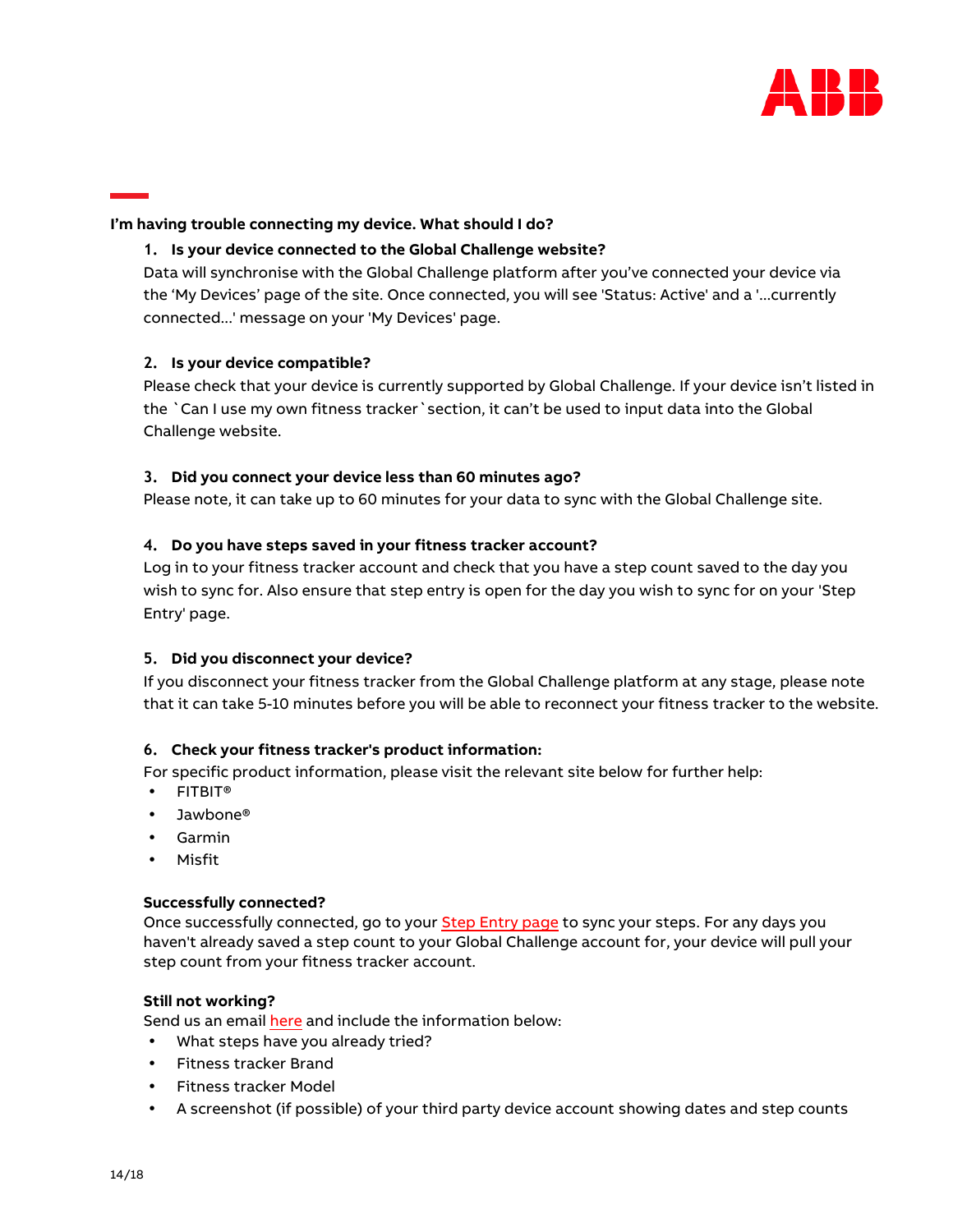**I'm having trouble connecting my device. What should I do?**

1. **Is your device connected to the Global Challenge website?**
   Data will synchronise with the Global Challenge platform after you've connected your device via the 'My Devices' page of the site. Once connected, you will see 'Status: Active' and a '...currently connected...' message on your 'My Devices' page.

2. **Is your device compatible?**
   Please check that your device is currently supported by Global Challenge. If your device isn't listed in the `Can I use my own fitness tracker` section, it can't be used to input data into the Global Challenge website.

3. **Did you connect your device less than 60 minutes ago?**
   Please note, it can take up to 60 minutes for your data to sync with the Global Challenge site.

4. **Do you have steps saved in your fitness tracker account?**
   Log in to your fitness tracker account and check that you have a step count saved to the day you wish to sync for. Also ensure that step entry is open for the day you wish to sync for on your 'Step Entry' page.

5. **Did you disconnect your device?**
   If you disconnect your fitness tracker from the Global Challenge platform at any stage, please note that it can take 5-10 minutes before you will be able to reconnect your fitness tracker to the website.

6. **Check your fitness tracker's product information:**
   For specific product information, please visit the relevant site below for further help:
   - FITBIT®
   - Jawbone®
   - Garmin
   - Misfit

**Successfully connected?**
Once successfully connected, go to your Step Entry page to sync your steps. For any days you haven't already saved a step count to your Global Challenge account for, your device will pull your step count from your fitness tracker account.

**Still not working?**
Send us an email here and include the information below:
- What steps have you already tried?
- Fitness tracker Brand
- Fitness tracker Model
- A screenshot (if possible) of your third party device account showing dates and step counts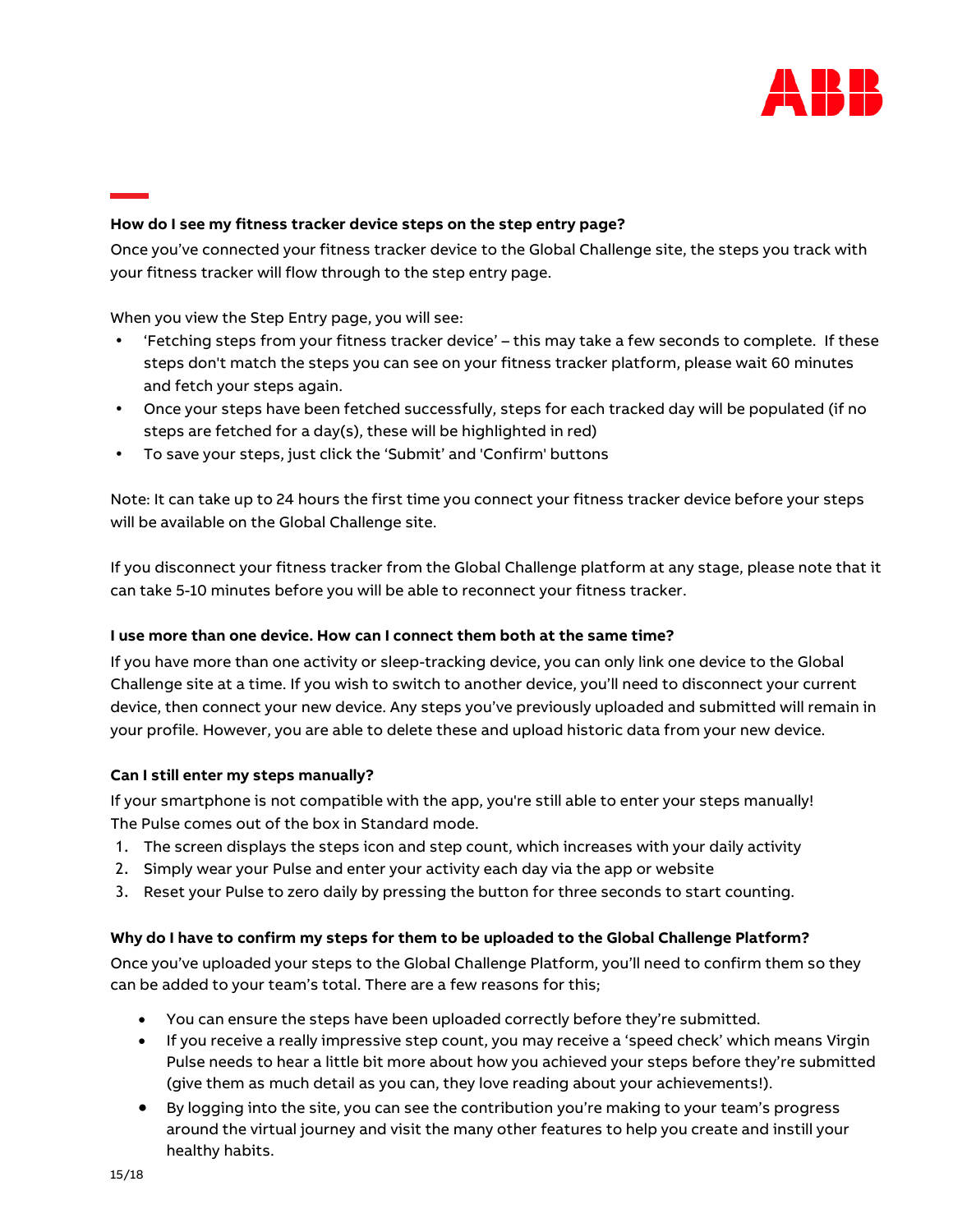**How do I see my fitness tracker device steps on the step entry page?**

Once you've connected your fitness tracker device to the Global Challenge site, the steps you track with your fitness tracker will flow through to the step entry page.

When you view the Step Entry page, you will see:

- 'Fetching steps from your fitness tracker device' – this may take a few seconds to complete. If these steps don't match the steps you can see on your fitness tracker platform, please wait 60 minutes and fetch your steps again.
- Once your steps have been fetched successfully, steps for each tracked day will be populated (if no steps are fetched for a day(s), these will be highlighted in red)
- To save your steps, just click the 'Submit' and 'Confirm' buttons

Note: It can take up to 24 hours the first time you connect your fitness tracker device before your steps will be available on the Global Challenge site.

If you disconnect your fitness tracker from the Global Challenge platform at any stage, please note that it can take 5-10 minutes before you will be able to reconnect your fitness tracker.

**I use more than one device. How can I connect them both at the same time?**

If you have more than one activity or sleep-tracking device, you can only link one device to the Global Challenge site at a time. If you wish to switch to another device, you'll need to disconnect your current device, then connect your new device. Any steps you've previously uploaded and submitted will remain in your profile. However, you are able to delete these and upload historic data from your new device.

**Can I still enter my steps manually?**

If your smartphone is not compatible with the app, you're still able to enter your steps manually!
The Pulse comes out of the box in Standard mode.

1. The screen displays the steps icon and step count, which increases with your daily activity
2. Simply wear your Pulse and enter your activity each day via the app or website
3. Reset your Pulse to zero daily by pressing the button for three seconds to start counting.

**Why do I have to confirm my steps for them to be uploaded to the Global Challenge Platform?**

Once you've uploaded your steps to the Global Challenge Platform, you'll need to confirm them so they can be added to your team's total. There are a few reasons for this;

- You can ensure the steps have been uploaded correctly before they're submitted.
- If you receive a really impressive step count, you may receive a 'speed check' which means Virgin Pulse needs to hear a little bit more about how you achieved your steps before they're submitted (give them as much detail as you can, they love reading about your achievements!).
- By logging into the site, you can see the contribution you're making to your team's progress around the virtual journey and visit the many other features to help you create and instill your healthy habits.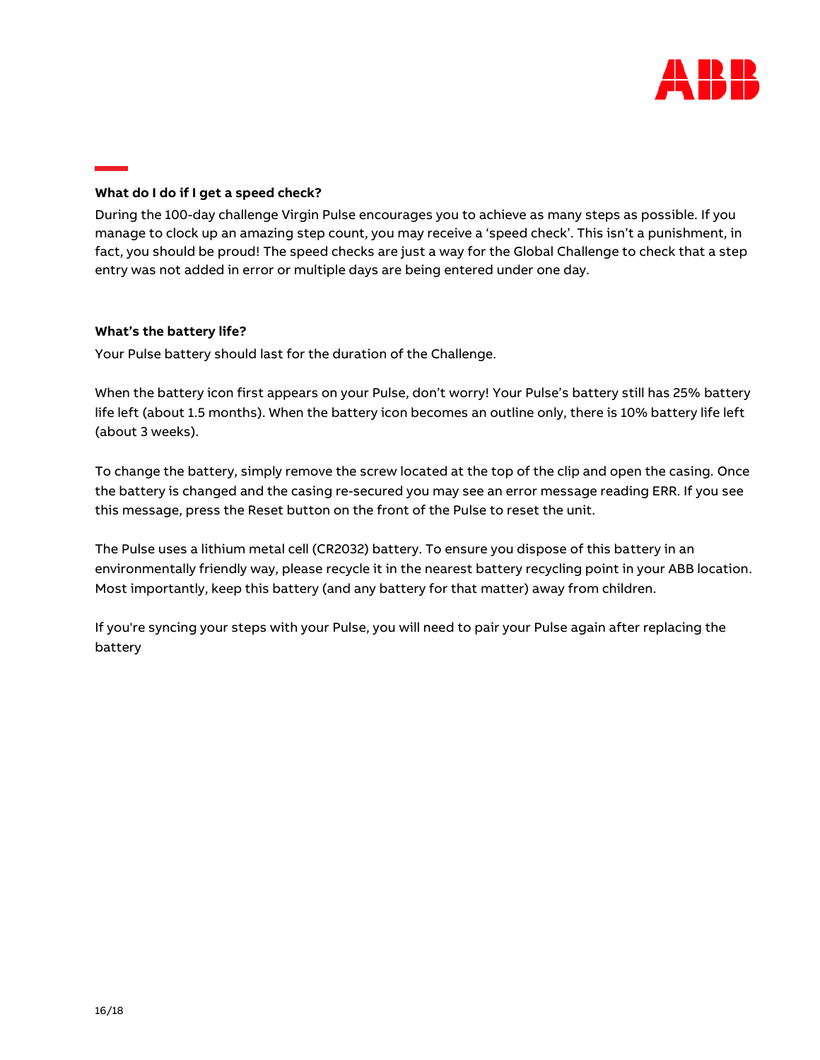**What do I do if I get a speed check?**

During the 100-day challenge Virgin Pulse encourages you to achieve as many steps as possible. If you manage to clock up an amazing step count, you may receive a 'speed check'. This isn't a punishment, in fact, you should be proud! The speed checks are just a way for the Global Challenge to check that a step entry was not added in error or multiple days are being entered under one day.

**What's the battery life?**

Your Pulse battery should last for the duration of the Challenge.

When the battery icon first appears on your Pulse, don't worry! Your Pulse's battery still has 25% battery life left (about 1.5 months). When the battery icon becomes an outline only, there is 10% battery life left (about 3 weeks).

To change the battery, simply remove the screw located at the top of the clip and open the casing. Once the battery is changed and the casing re-secured you may see an error message reading ERR. If you see this message, press the Reset button on the front of the Pulse to reset the unit.

The Pulse uses a lithium metal cell (CR2032) battery. To ensure you dispose of this battery in an environmentally friendly way, please recycle it in the nearest battery recycling point in your ABB location. Most importantly, keep this battery (and any battery for that matter) away from children.

If you're syncing your steps with your Pulse, you will need to pair your Pulse again after replacing the battery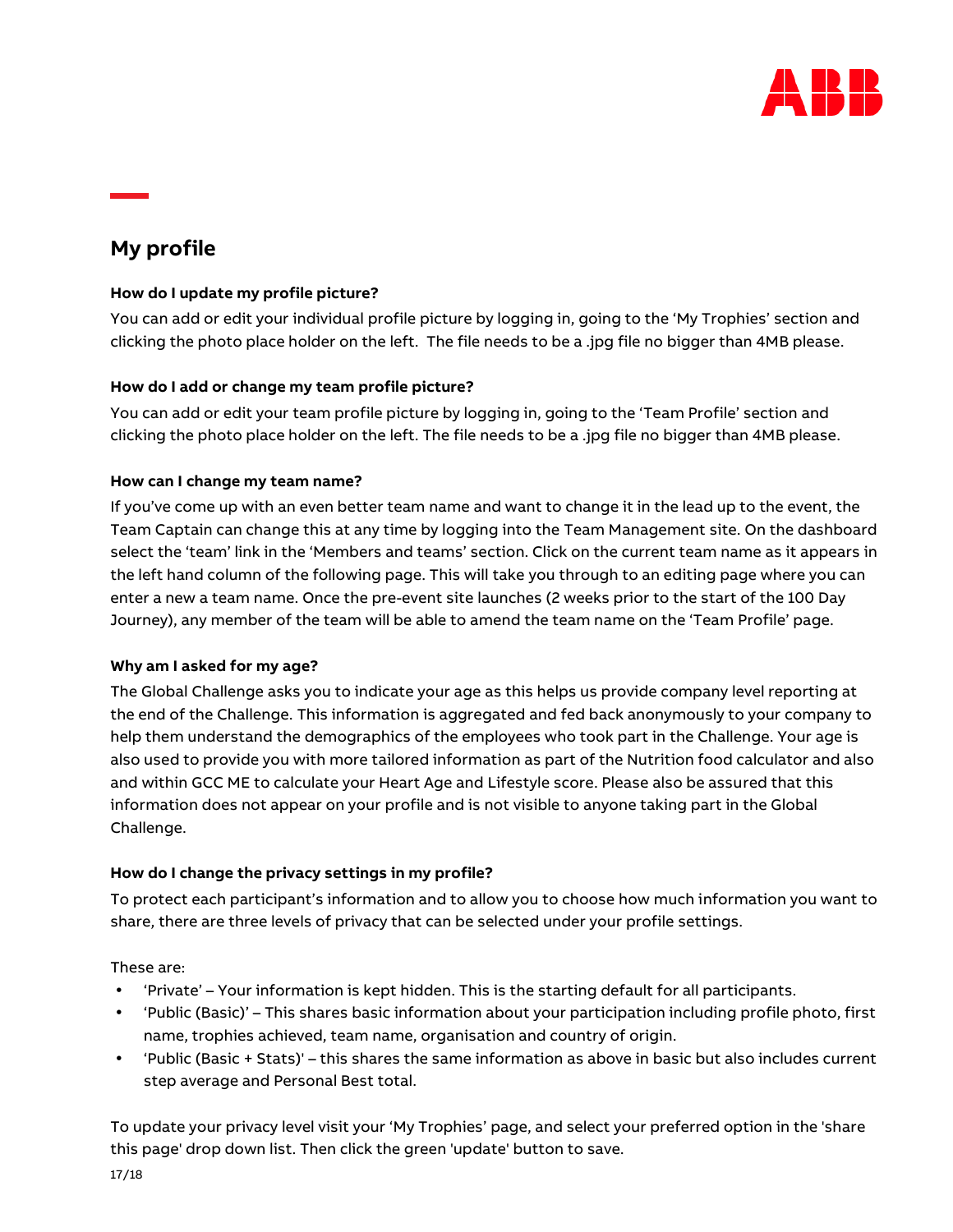## My profile

**How do I update my profile picture?**

You can add or edit your individual profile picture by logging in, going to the 'My Trophies' section and clicking the photo place holder on the left. The file needs to be a .jpg file no bigger than 4MB please.

**How do I add or change my team profile picture?**

You can add or edit your team profile picture by logging in, going to the 'Team Profile' section and clicking the photo place holder on the left. The file needs to be a .jpg file no bigger than 4MB please.

**How can I change my team name?**

If you've come up with an even better team name and want to change it in the lead up to the event, the Team Captain can change this at any time by logging into the Team Management site. On the dashboard select the 'team' link in the 'Members and teams' section. Click on the current team name as it appears in the left hand column of the following page. This will take you through to an editing page where you can enter a new a team name. Once the pre-event site launches (2 weeks prior to the start of the 100 Day Journey), any member of the team will be able to amend the team name on the 'Team Profile' page.

**Why am I asked for my age?**

The Global Challenge asks you to indicate your age as this helps us provide company level reporting at the end of the Challenge. This information is aggregated and fed back anonymously to your company to help them understand the demographics of the employees who took part in the Challenge. Your age is also used to provide you with more tailored information as part of the Nutrition food calculator and also and within GCC ME to calculate your Heart Age and Lifestyle score. Please also be assured that this information does not appear on your profile and is not visible to anyone taking part in the Global Challenge.

**How do I change the privacy settings in my profile?**

To protect each participant's information and to allow you to choose how much information you want to share, there are three levels of privacy that can be selected under your profile settings.

These are:

- 'Private' – Your information is kept hidden. This is the starting default for all participants.
- 'Public (Basic)' – This shares basic information about your participation including profile photo, first name, trophies achieved, team name, organisation and country of origin.
- 'Public (Basic + Stats)' – this shares the same information as above in basic but also includes current step average and Personal Best total.

To update your privacy level visit your 'My Trophies' page, and select your preferred option in the 'share this page' drop down list. Then click the green 'update' button to save.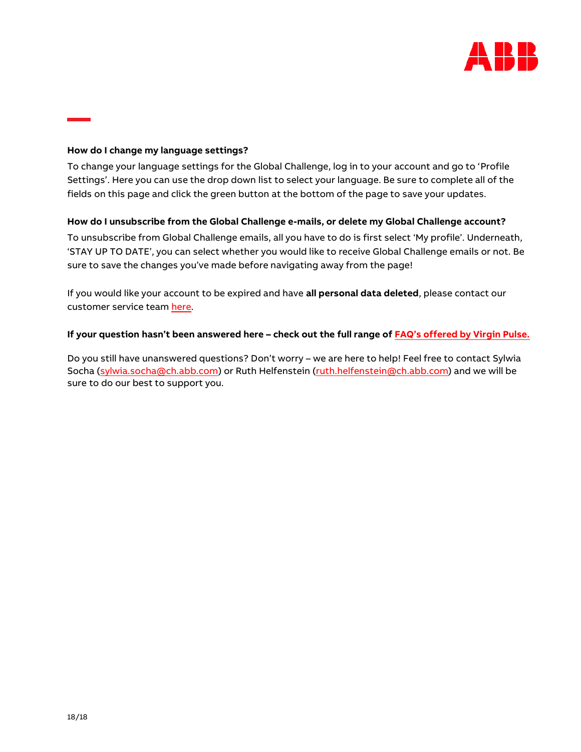**How do I change my language settings?**

To change your language settings for the Global Challenge, log in to your account and go to 'Profile Settings'. Here you can use the drop down list to select your language. Be sure to complete all of the fields on this page and click the green button at the bottom of the page to save your updates.

**How do I unsubscribe from the Global Challenge e-mails, or delete my Global Challenge account?**

To unsubscribe from Global Challenge emails, all you have to do is first select 'My profile'. Underneath, 'STAY UP TO DATE', you can select whether you would like to receive Global Challenge emails or not. Be sure to save the changes you've made before navigating away from the page!

If you would like your account to be expired and have **all personal data deleted**, please contact our customer service team here.

**If your question hasn't been answered here – check out the full range of FAQ's offered by Virgin Pulse.**

Do you still have unanswered questions? Don't worry – we are here to help! Feel free to contact Sylwia Socha (sylwia.socha@ch.abb.com) or Ruth Helfenstein (ruth.helfenstein@ch.abb.com) and we will be sure to do our best to support you.